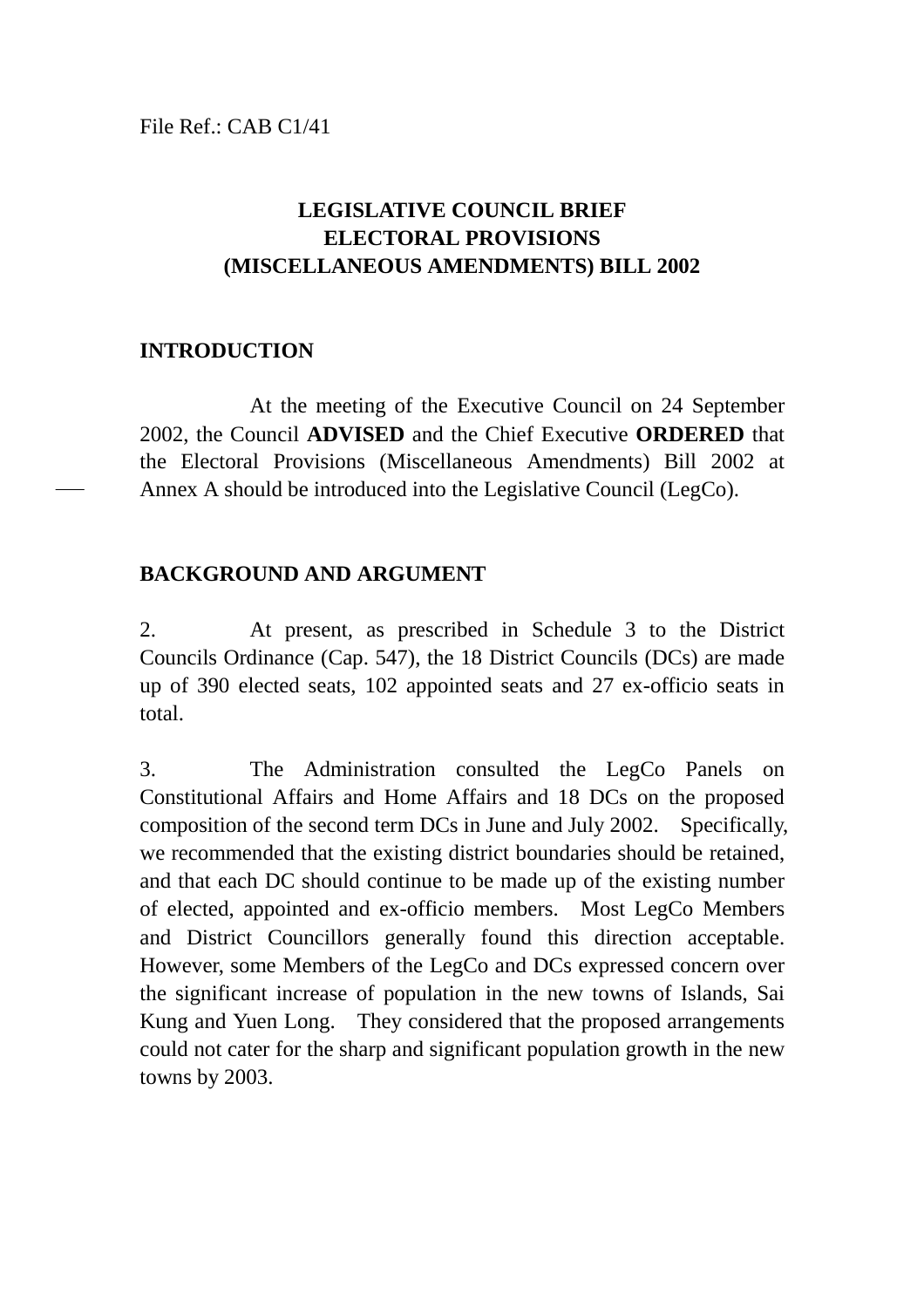File Ref.: CAB C1/41

# LEGISLATIVE COUNCIL BRIEF
# ELECTORAL PROVISIONS (MISCELLANEOUS AMENDMENTS) BILL 2002

## INTRODUCTION

At the meeting of the Executive Council on 24 September 2002, the Council **ADVISED** and the Chief Executive **ORDERED** that the Electoral Provisions (Miscellaneous Amendments) Bill 2002 at Annex A should be introduced into the Legislative Council (LegCo).

## BACKGROUND AND ARGUMENT

2. At present, as prescribed in Schedule 3 to the District Councils Ordinance (Cap. 547), the 18 District Councils (DCs) are made up of 390 elected seats, 102 appointed seats and 27 ex-officio seats in total.

3. The Administration consulted the LegCo Panels on Constitutional Affairs and Home Affairs and 18 DCs on the proposed composition of the second term DCs in June and July 2002. Specifically, we recommended that the existing district boundaries should be retained, and that each DC should continue to be made up of the existing number of elected, appointed and ex-officio members. Most LegCo Members and District Councillors generally found this direction acceptable. However, some Members of the LegCo and DCs expressed concern over the significant increase of population in the new towns of Islands, Sai Kung and Yuen Long. They considered that the proposed arrangements could not cater for the sharp and significant population growth in the new towns by 2003.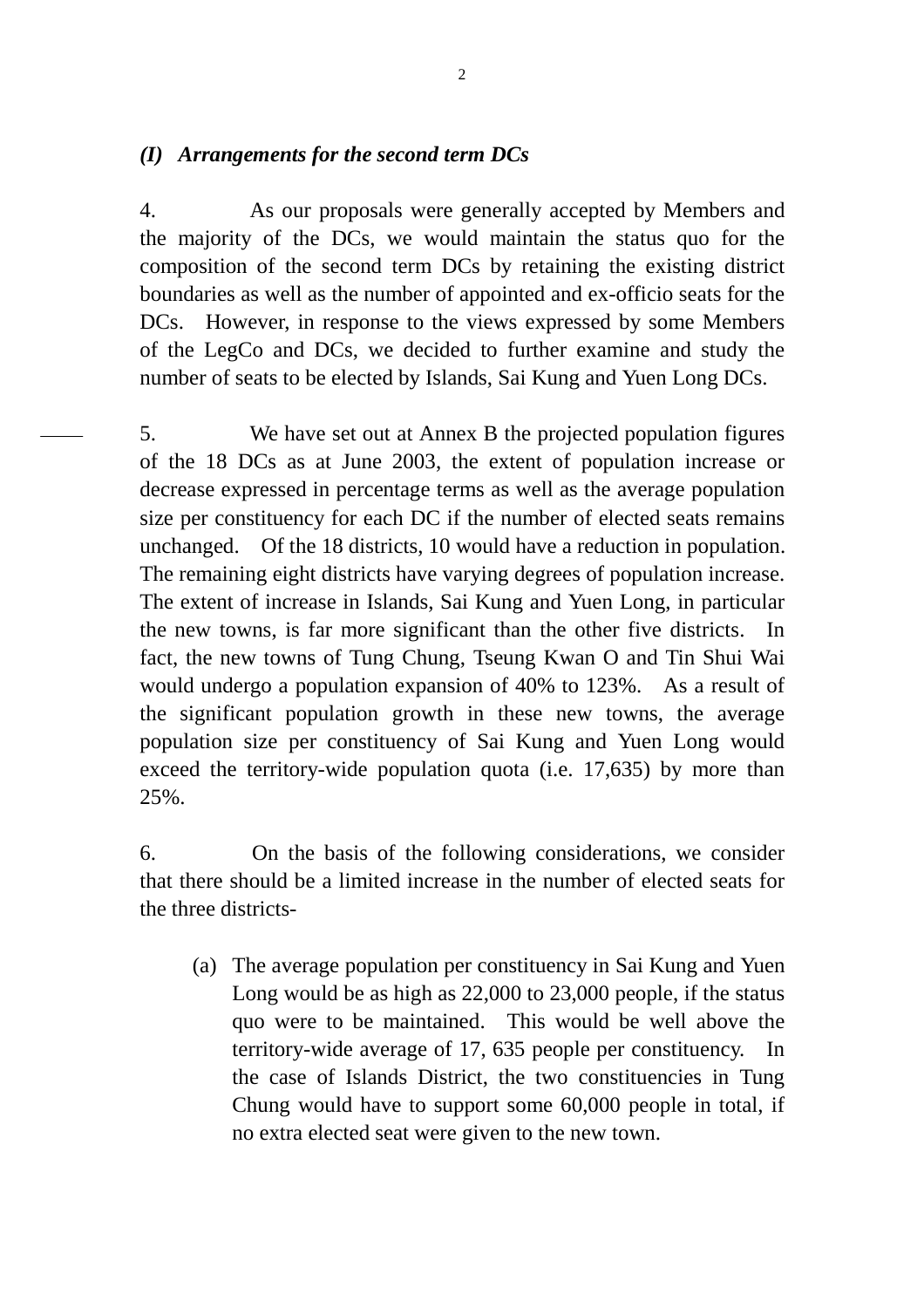## *(I) Arrangements for the second term DCs*

4. As our proposals were generally accepted by Members and the majority of the DCs, we would maintain the status quo for the composition of the second term DCs by retaining the existing district boundaries as well as the number of appointed and ex-officio seats for the DCs. However, in response to the views expressed by some Members of the LegCo and DCs, we decided to further examine and study the number of seats to be elected by Islands, Sai Kung and Yuen Long DCs.

5. We have set out at Annex B the projected population figures of the 18 DCs as at June 2003, the extent of population increase or decrease expressed in percentage terms as well as the average population size per constituency for each DC if the number of elected seats remains unchanged. Of the 18 districts, 10 would have a reduction in population. The remaining eight districts have varying degrees of population increase. The extent of increase in Islands, Sai Kung and Yuen Long, in particular the new towns, is far more significant than the other five districts. In fact, the new towns of Tung Chung, Tseung Kwan O and Tin Shui Wai would undergo a population expansion of 40% to 123%. As a result of the significant population growth in these new towns, the average population size per constituency of Sai Kung and Yuen Long would exceed the territory-wide population quota (i.e. 17,635) by more than 25%.

6. On the basis of the following considerations, we consider that there should be a limited increase in the number of elected seats for the three districts-

(a) The average population per constituency in Sai Kung and Yuen Long would be as high as 22,000 to 23,000 people, if the status quo were to be maintained. This would be well above the territory-wide average of 17, 635 people per constituency. In the case of Islands District, the two constituencies in Tung Chung would have to support some 60,000 people in total, if no extra elected seat were given to the new town.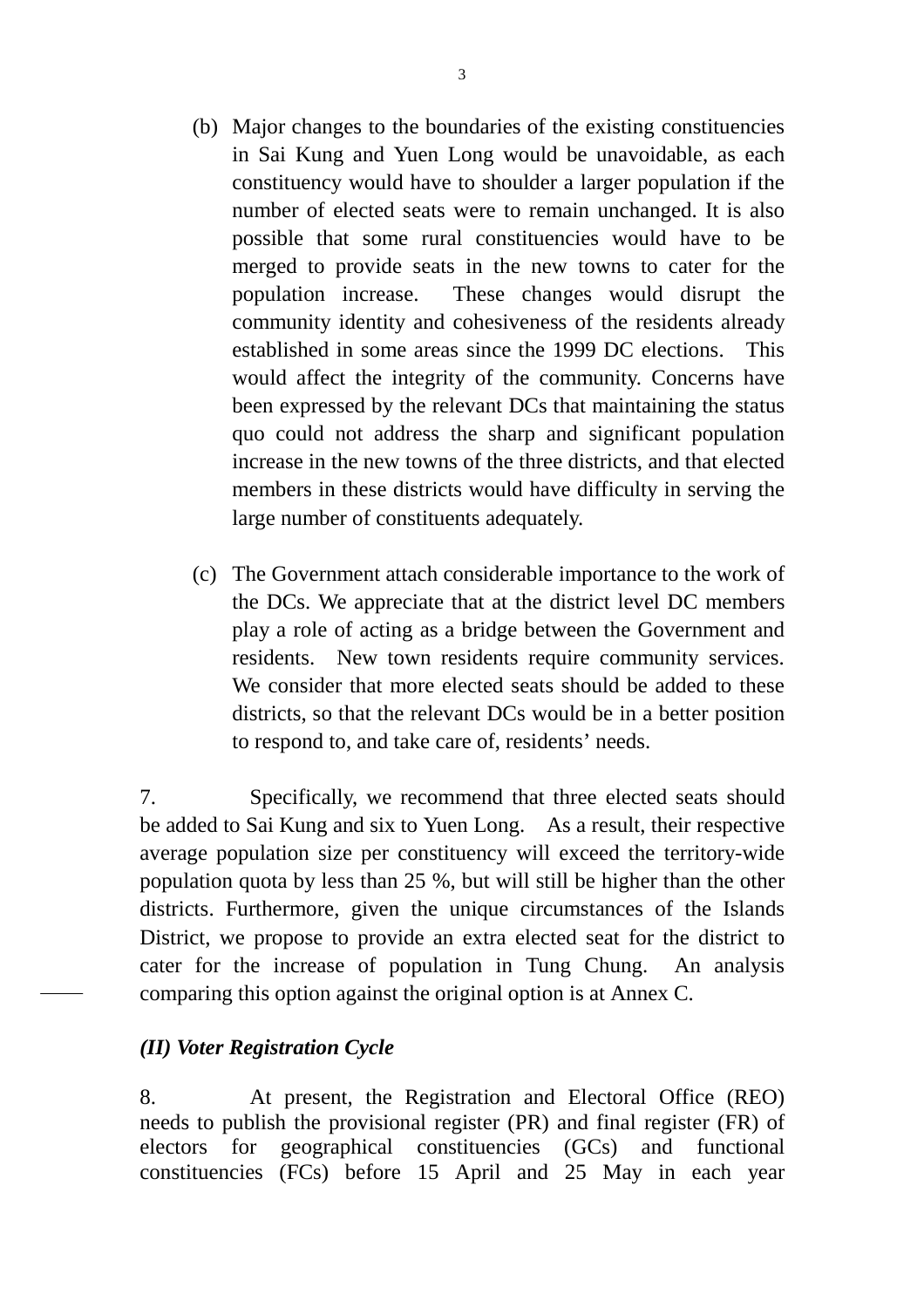(b) Major changes to the boundaries of the existing constituencies in Sai Kung and Yuen Long would be unavoidable, as each constituency would have to shoulder a larger population if the number of elected seats were to remain unchanged. It is also possible that some rural constituencies would have to be merged to provide seats in the new towns to cater for the population increase. These changes would disrupt the community identity and cohesiveness of the residents already established in some areas since the 1999 DC elections. This would affect the integrity of the community. Concerns have been expressed by the relevant DCs that maintaining the status quo could not address the sharp and significant population increase in the new towns of the three districts, and that elected members in these districts would have difficulty in serving the large number of constituents adequately.

(c) The Government attach considerable importance to the work of the DCs. We appreciate that at the district level DC members play a role of acting as a bridge between the Government and residents. New town residents require community services. We consider that more elected seats should be added to these districts, so that the relevant DCs would be in a better position to respond to, and take care of, residents' needs.

7. Specifically, we recommend that three elected seats should be added to Sai Kung and six to Yuen Long. As a result, their respective average population size per constituency will exceed the territory-wide population quota by less than 25 %, but will still be higher than the other districts. Furthermore, given the unique circumstances of the Islands District, we propose to provide an extra elected seat for the district to cater for the increase of population in Tung Chung. An analysis comparing this option against the original option is at Annex C.

### *(II) Voter Registration Cycle*

8. At present, the Registration and Electoral Office (REO) needs to publish the provisional register (PR) and final register (FR) of electors for geographical constituencies (GCs) and functional constituencies (FCs) before 15 April and 25 May in each year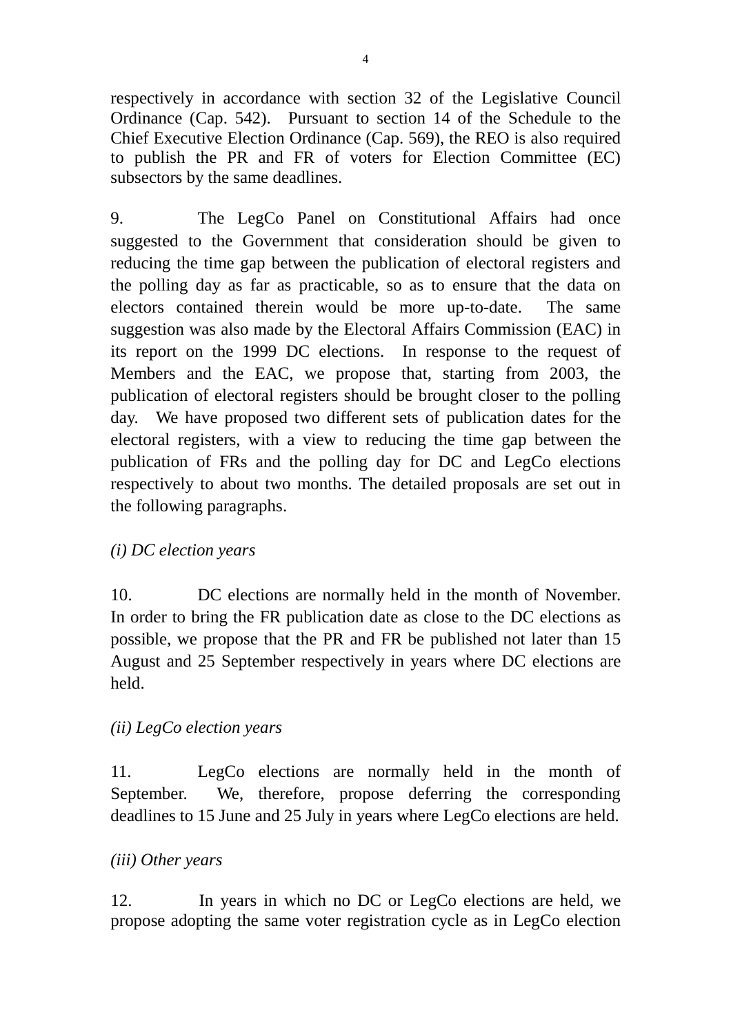respectively in accordance with section 32 of the Legislative Council Ordinance (Cap. 542). Pursuant to section 14 of the Schedule to the Chief Executive Election Ordinance (Cap. 569), the REO is also required to publish the PR and FR of voters for Election Committee (EC) subsectors by the same deadlines.

9. The LegCo Panel on Constitutional Affairs had once suggested to the Government that consideration should be given to reducing the time gap between the publication of electoral registers and the polling day as far as practicable, so as to ensure that the data on electors contained therein would be more up-to-date. The same suggestion was also made by the Electoral Affairs Commission (EAC) in its report on the 1999 DC elections. In response to the request of Members and the EAC, we propose that, starting from 2003, the publication of electoral registers should be brought closer to the polling day. We have proposed two different sets of publication dates for the electoral registers, with a view to reducing the time gap between the publication of FRs and the polling day for DC and LegCo elections respectively to about two months. The detailed proposals are set out in the following paragraphs.

*(i) DC election years*

10. DC elections are normally held in the month of November. In order to bring the FR publication date as close to the DC elections as possible, we propose that the PR and FR be published not later than 15 August and 25 September respectively in years where DC elections are held.

*(ii) LegCo election years*

11. LegCo elections are normally held in the month of September. We, therefore, propose deferring the corresponding deadlines to 15 June and 25 July in years where LegCo elections are held.

*(iii) Other years*

12. In years in which no DC or LegCo elections are held, we propose adopting the same voter registration cycle as in LegCo election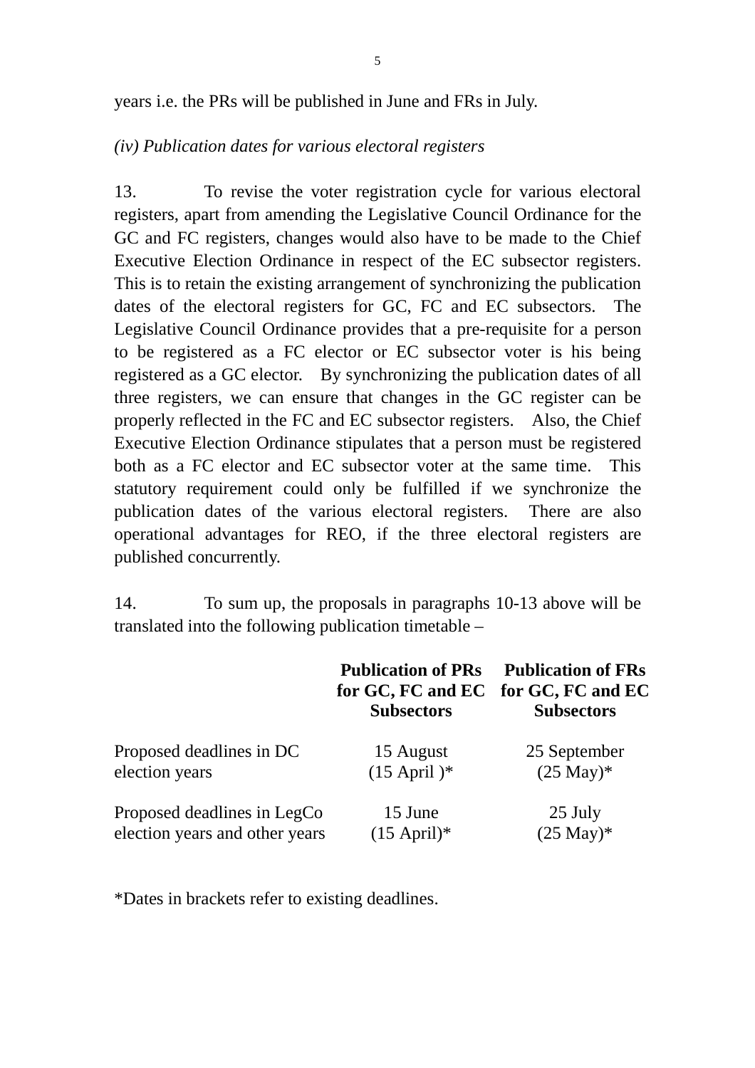years i.e. the PRs will be published in June and FRs in July.

*(iv) Publication dates for various electoral registers*

13. To revise the voter registration cycle for various electoral registers, apart from amending the Legislative Council Ordinance for the GC and FC registers, changes would also have to be made to the Chief Executive Election Ordinance in respect of the EC subsector registers. This is to retain the existing arrangement of synchronizing the publication dates of the electoral registers for GC, FC and EC subsectors. The Legislative Council Ordinance provides that a pre-requisite for a person to be registered as a FC elector or EC subsector voter is his being registered as a GC elector. By synchronizing the publication dates of all three registers, we can ensure that changes in the GC register can be properly reflected in the FC and EC subsector registers. Also, the Chief Executive Election Ordinance stipulates that a person must be registered both as a FC elector and EC subsector voter at the same time. This statutory requirement could only be fulfilled if we synchronize the publication dates of the various electoral registers. There are also operational advantages for REO, if the three electoral registers are published concurrently.

14. To sum up, the proposals in paragraphs 10-13 above will be translated into the following publication timetable –

| | **Publication of PRs for GC, FC and EC Subsectors** | **Publication of FRs for GC, FC and EC Subsectors** |
|---|---|---|
| Proposed deadlines in DC election years | 15 August (15 April )* | 25 September (25 May)* |
| Proposed deadlines in LegCo election years and other years | 15 June (15 April)* | 25 July (25 May)* |

*Dates in brackets refer to existing deadlines.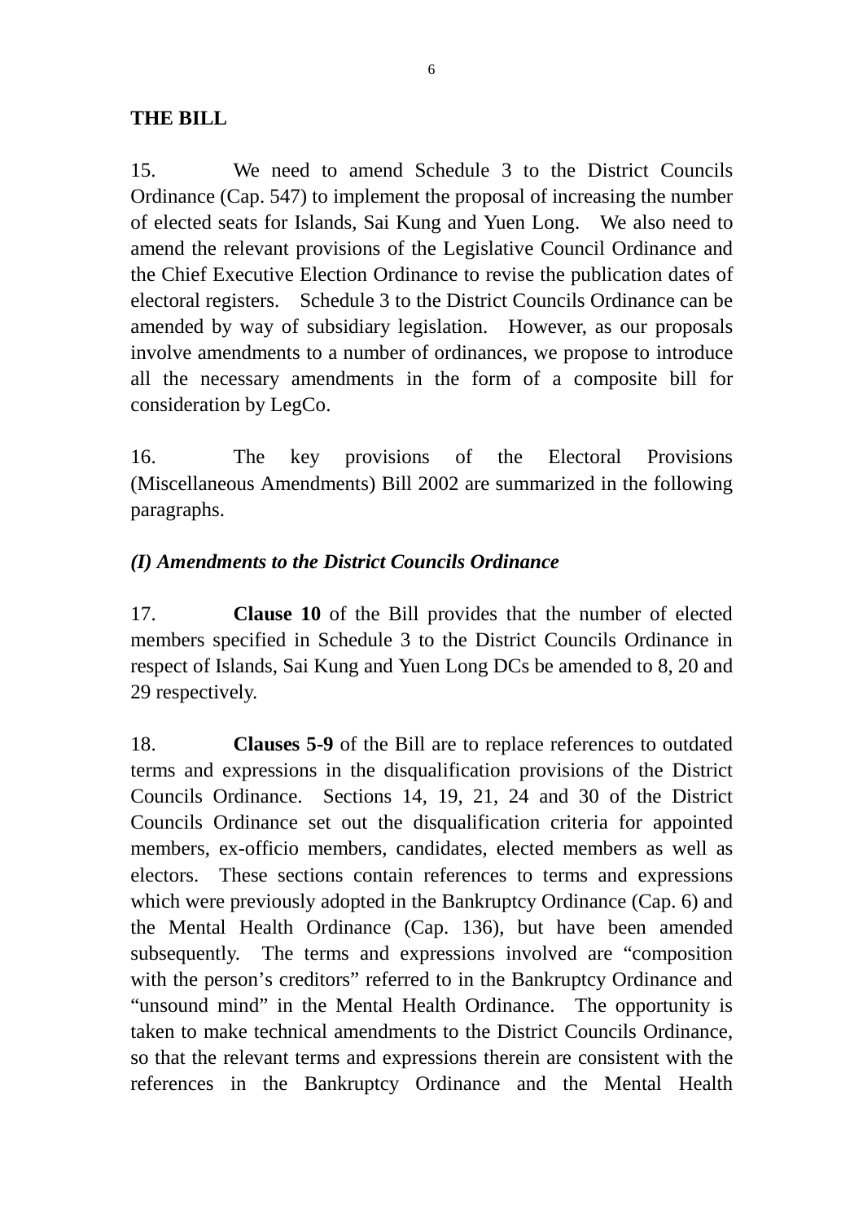**THE BILL**

15. We need to amend Schedule 3 to the District Councils Ordinance (Cap. 547) to implement the proposal of increasing the number of elected seats for Islands, Sai Kung and Yuen Long. We also need to amend the relevant provisions of the Legislative Council Ordinance and the Chief Executive Election Ordinance to revise the publication dates of electoral registers. Schedule 3 to the District Councils Ordinance can be amended by way of subsidiary legislation. However, as our proposals involve amendments to a number of ordinances, we propose to introduce all the necessary amendments in the form of a composite bill for consideration by LegCo.

16. The key provisions of the Electoral Provisions (Miscellaneous Amendments) Bill 2002 are summarized in the following paragraphs.

***(I) Amendments to the District Councils Ordinance***

17. **Clause 10** of the Bill provides that the number of elected members specified in Schedule 3 to the District Councils Ordinance in respect of Islands, Sai Kung and Yuen Long DCs be amended to 8, 20 and 29 respectively.

18. **Clauses 5-9** of the Bill are to replace references to outdated terms and expressions in the disqualification provisions of the District Councils Ordinance. Sections 14, 19, 21, 24 and 30 of the District Councils Ordinance set out the disqualification criteria for appointed members, ex-officio members, candidates, elected members as well as electors. These sections contain references to terms and expressions which were previously adopted in the Bankruptcy Ordinance (Cap. 6) and the Mental Health Ordinance (Cap. 136), but have been amended subsequently. The terms and expressions involved are "composition with the person's creditors" referred to in the Bankruptcy Ordinance and "unsound mind" in the Mental Health Ordinance. The opportunity is taken to make technical amendments to the District Councils Ordinance, so that the relevant terms and expressions therein are consistent with the references in the Bankruptcy Ordinance and the Mental Health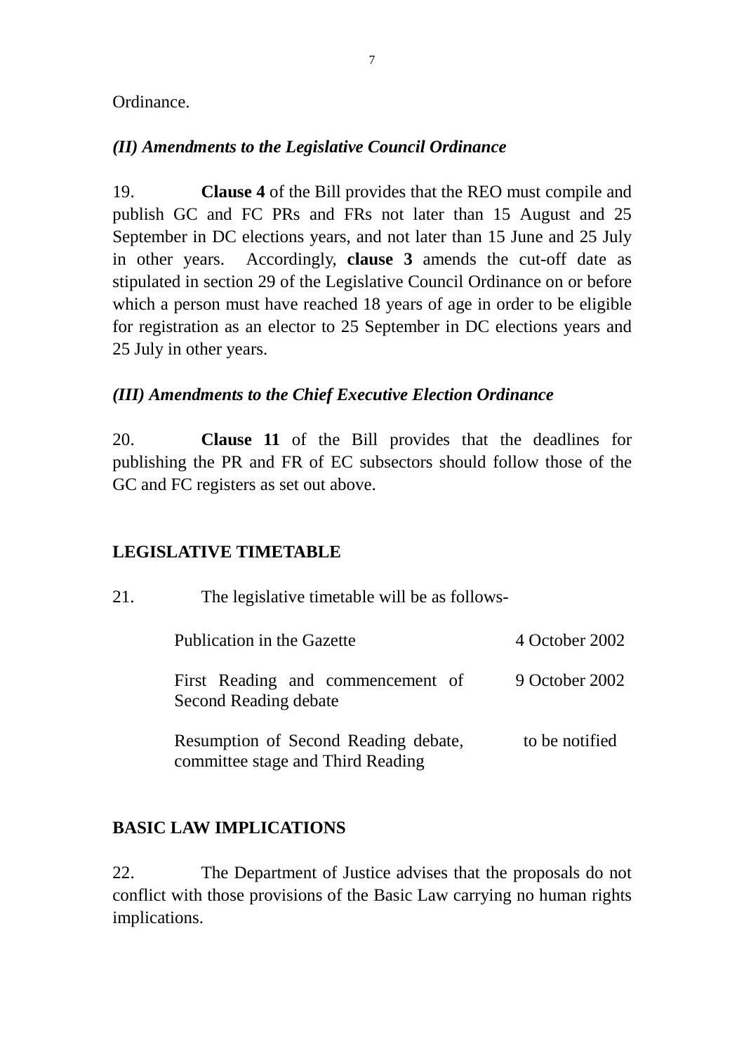Ordinance.

### *(II) Amendments to the Legislative Council Ordinance*

19. **Clause 4** of the Bill provides that the REO must compile and publish GC and FC PRs and FRs not later than 15 August and 25 September in DC elections years, and not later than 15 June and 25 July in other years. Accordingly, **clause 3** amends the cut-off date as stipulated in section 29 of the Legislative Council Ordinance on or before which a person must have reached 18 years of age in order to be eligible for registration as an elector to 25 September in DC elections years and 25 July in other years.

### *(III) Amendments to the Chief Executive Election Ordinance*

20. **Clause 11** of the Bill provides that the deadlines for publishing the PR and FR of EC subsectors should follow those of the GC and FC registers as set out above.

## LEGISLATIVE TIMETABLE

21. The legislative timetable will be as follows-

| | |
|---|---|
| Publication in the Gazette | 4 October 2002 |
| First Reading and commencement of Second Reading debate | 9 October 2002 |
| Resumption of Second Reading debate, committee stage and Third Reading | to be notified |

## BASIC LAW IMPLICATIONS

22. The Department of Justice advises that the proposals do not conflict with those provisions of the Basic Law carrying no human rights implications.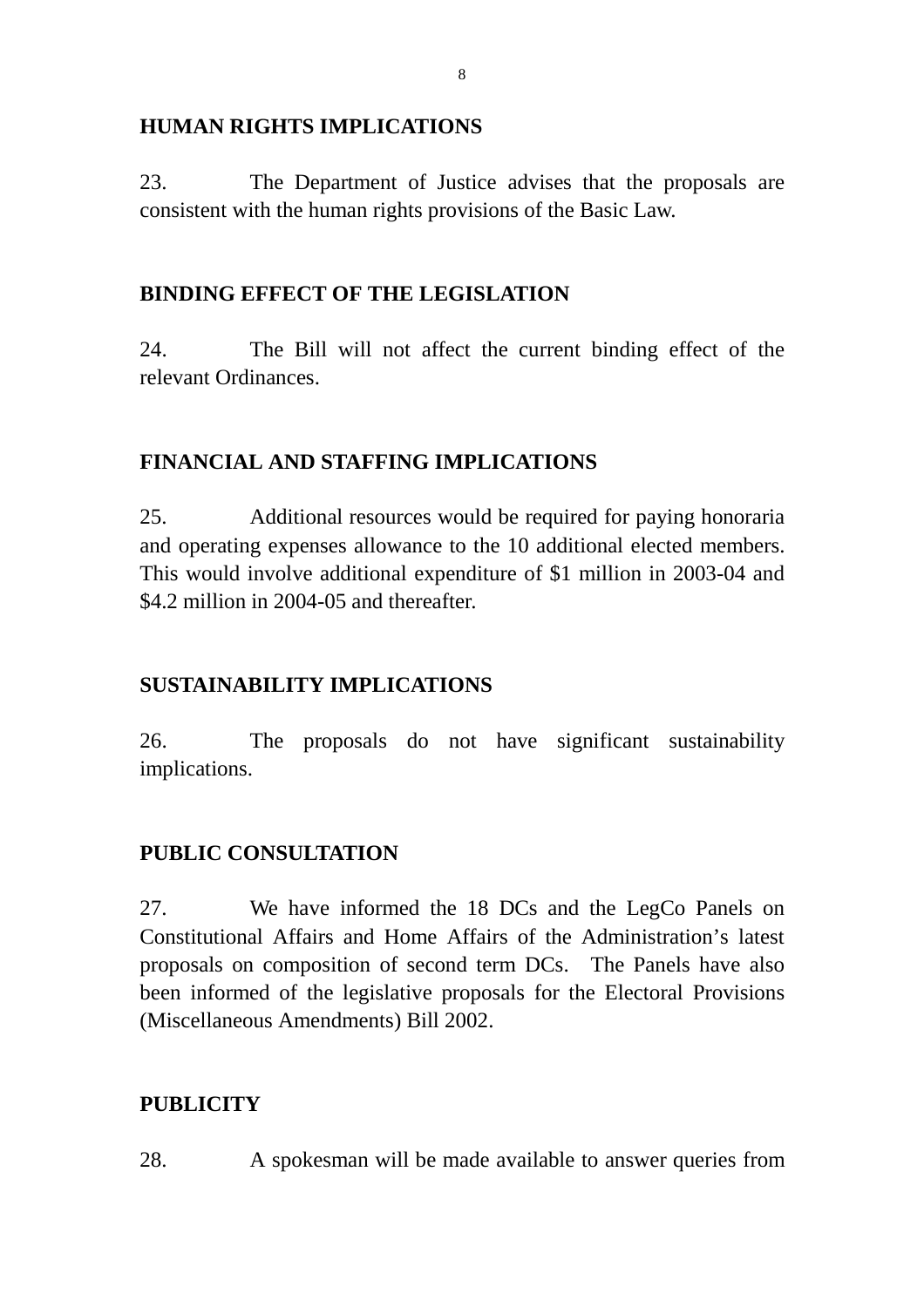## HUMAN RIGHTS IMPLICATIONS

23. The Department of Justice advises that the proposals are consistent with the human rights provisions of the Basic Law.

## BINDING EFFECT OF THE LEGISLATION

24. The Bill will not affect the current binding effect of the relevant Ordinances.

## FINANCIAL AND STAFFING IMPLICATIONS

25. Additional resources would be required for paying honoraria and operating expenses allowance to the 10 additional elected members. This would involve additional expenditure of $1 million in 2003-04 and $4.2 million in 2004-05 and thereafter.

## SUSTAINABILITY IMPLICATIONS

26. The proposals do not have significant sustainability implications.

## PUBLIC CONSULTATION

27. We have informed the 18 DCs and the LegCo Panels on Constitutional Affairs and Home Affairs of the Administration's latest proposals on composition of second term DCs. The Panels have also been informed of the legislative proposals for the Electoral Provisions (Miscellaneous Amendments) Bill 2002.

## PUBLICITY

28. A spokesman will be made available to answer queries from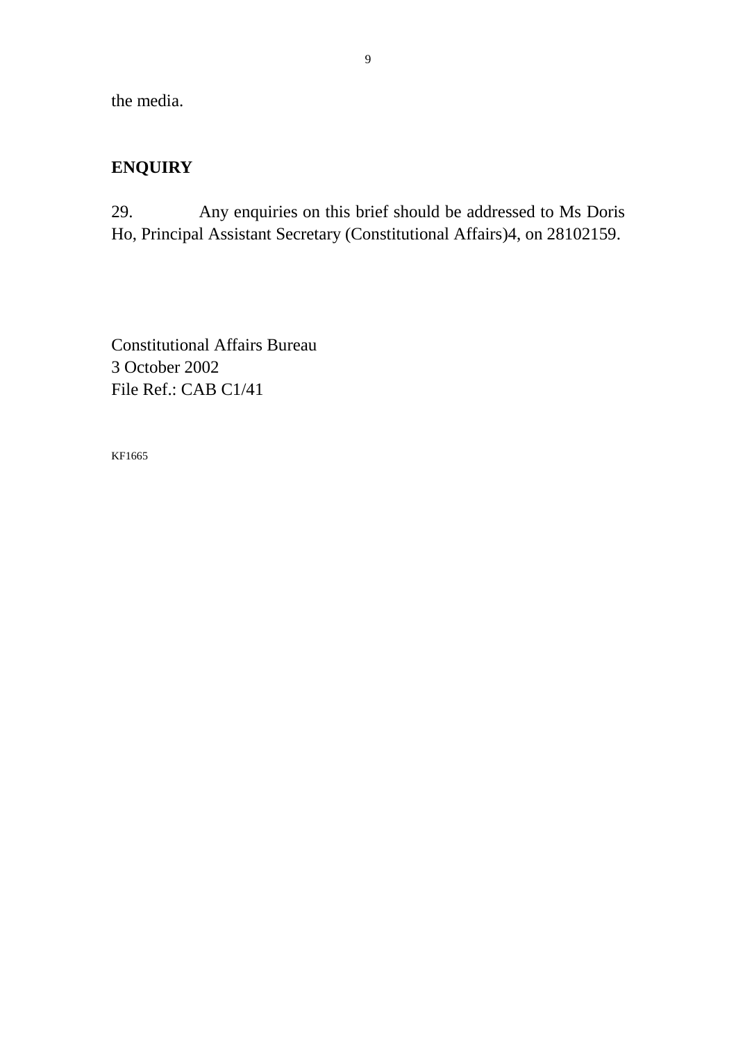the media.

## ENQUIRY

29. Any enquiries on this brief should be addressed to Ms Doris Ho, Principal Assistant Secretary (Constitutional Affairs)4, on 28102159.

Constitutional Affairs Bureau
3 October 2002
File Ref.: CAB C1/41

KF1665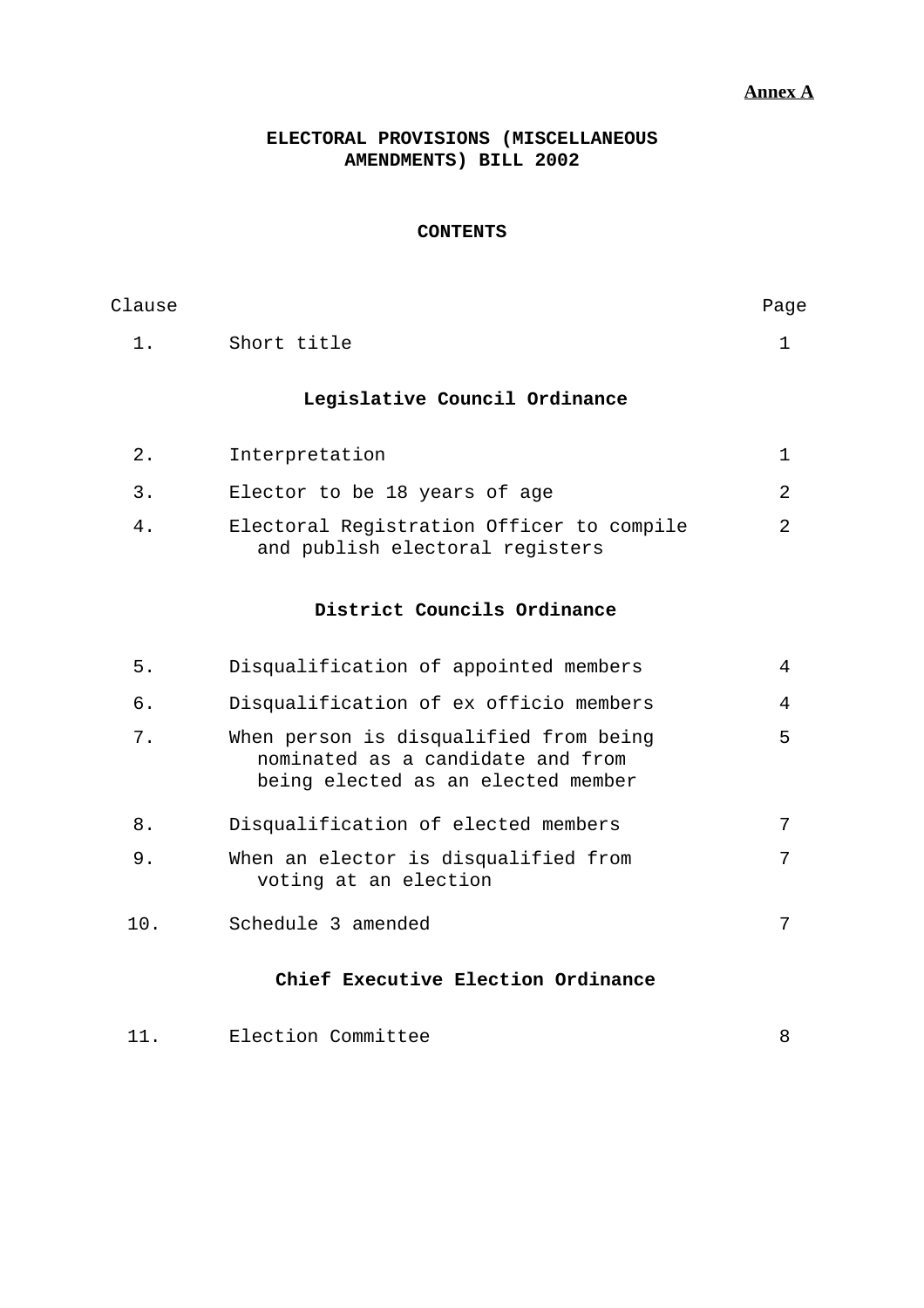**Annex A**

# ELECTORAL PROVISIONS (MISCELLANEOUS AMENDMENTS) BILL 2002

## CONTENTS

| Clause | | Page |
|---|---|---|
| 1. | Short title | 1 |
| | **Legislative Council Ordinance** | |
| 2. | Interpretation | 1 |
| 3. | Elector to be 18 years of age | 2 |
| 4. | Electoral Registration Officer to compile and publish electoral registers | 2 |
| | **District Councils Ordinance** | |
| 5. | Disqualification of appointed members | 4 |
| 6. | Disqualification of ex officio members | 4 |
| 7. | When person is disqualified from being nominated as a candidate and from being elected as an elected member | 5 |
| 8. | Disqualification of elected members | 7 |
| 9. | When an elector is disqualified from voting at an election | 7 |
| 10. | Schedule 3 amended | 7 |
| | **Chief Executive Election Ordinance** | |
| 11. | Election Committee | 8 |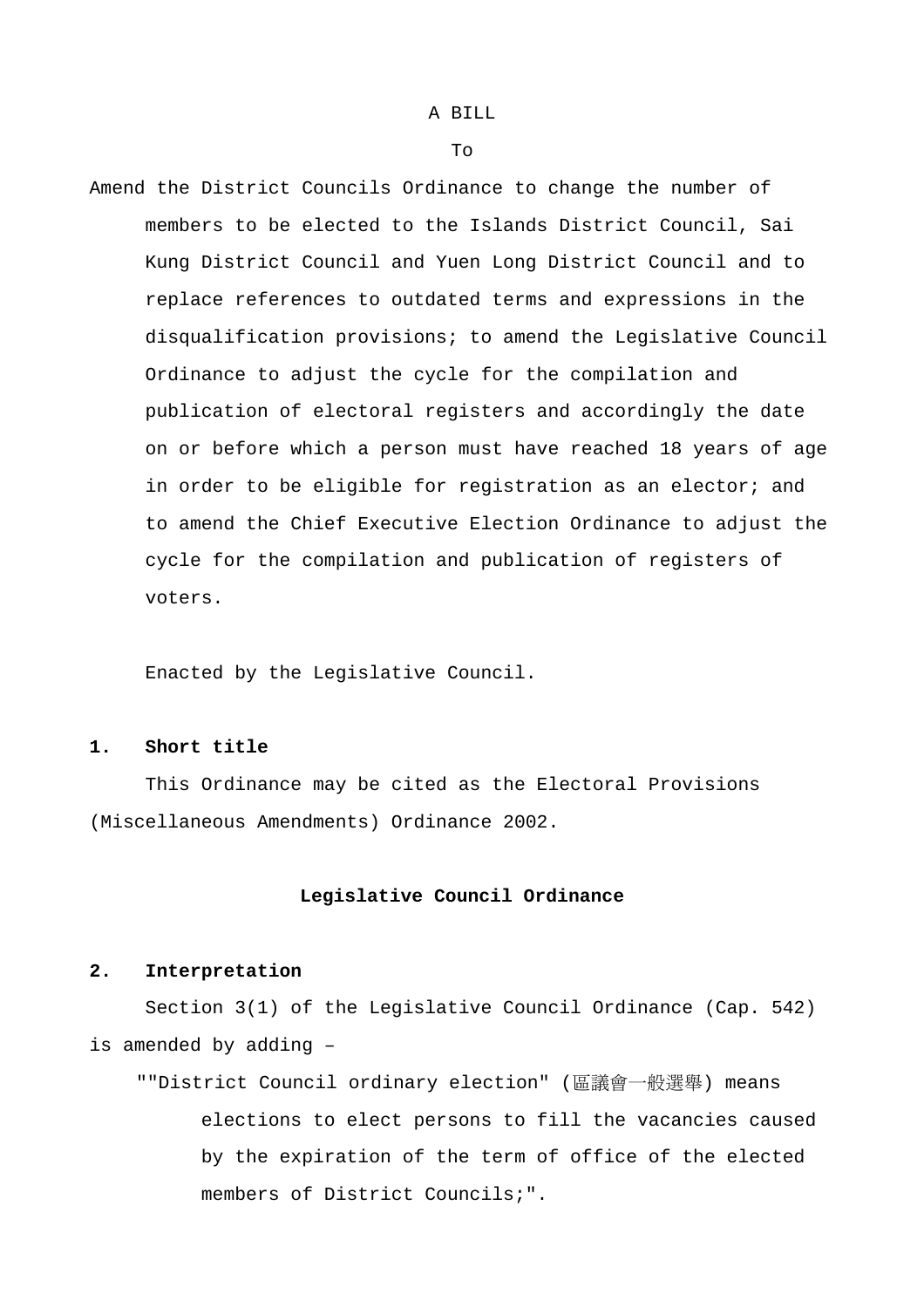A BILL

To

Amend the District Councils Ordinance to change the number of members to be elected to the Islands District Council, Sai Kung District Council and Yuen Long District Council and to replace references to outdated terms and expressions in the disqualification provisions; to amend the Legislative Council Ordinance to adjust the cycle for the compilation and publication of electoral registers and accordingly the date on or before which a person must have reached 18 years of age in order to be eligible for registration as an elector; and to amend the Chief Executive Election Ordinance to adjust the cycle for the compilation and publication of registers of voters.

Enacted by the Legislative Council.

**1. Short title**

This Ordinance may be cited as the Electoral Provisions (Miscellaneous Amendments) Ordinance 2002.

**Legislative Council Ordinance**

**2. Interpretation**

Section 3(1) of the Legislative Council Ordinance (Cap. 542) is amended by adding –

""District Council ordinary election" (區議會一般選舉) means elections to elect persons to fill the vacancies caused by the expiration of the term of office of the elected members of District Councils;".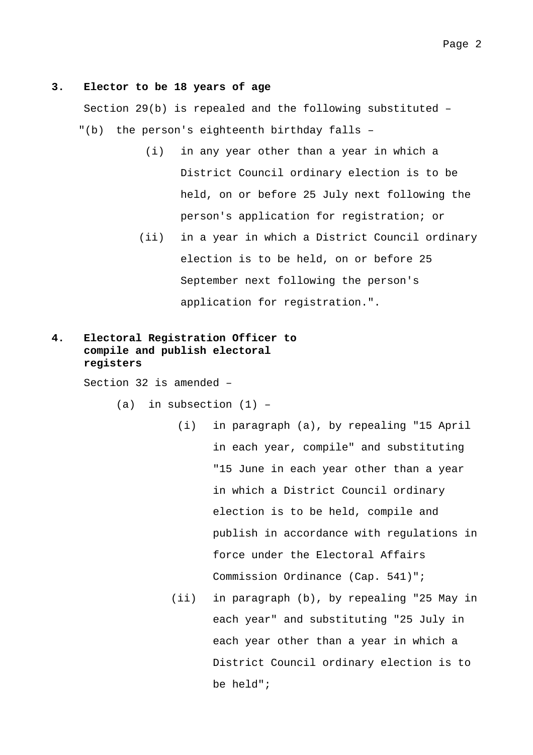**3. Elector to be 18 years of age**

Section 29(b) is repealed and the following substituted –

"(b) the person's eighteenth birthday falls –

(i) in any year other than a year in which a District Council ordinary election is to be held, on or before 25 July next following the person's application for registration; or

(ii) in a year in which a District Council ordinary election is to be held, on or before 25 September next following the person's application for registration.".

**4. Electoral Registration Officer to compile and publish electoral registers**

Section 32 is amended –

(a) in subsection (1) –

(i) in paragraph (a), by repealing "15 April in each year, compile" and substituting "15 June in each year other than a year in which a District Council ordinary election is to be held, compile and publish in accordance with regulations in force under the Electoral Affairs Commission Ordinance (Cap. 541)";

(ii) in paragraph (b), by repealing "25 May in each year" and substituting "25 July in each year other than a year in which a District Council ordinary election is to be held";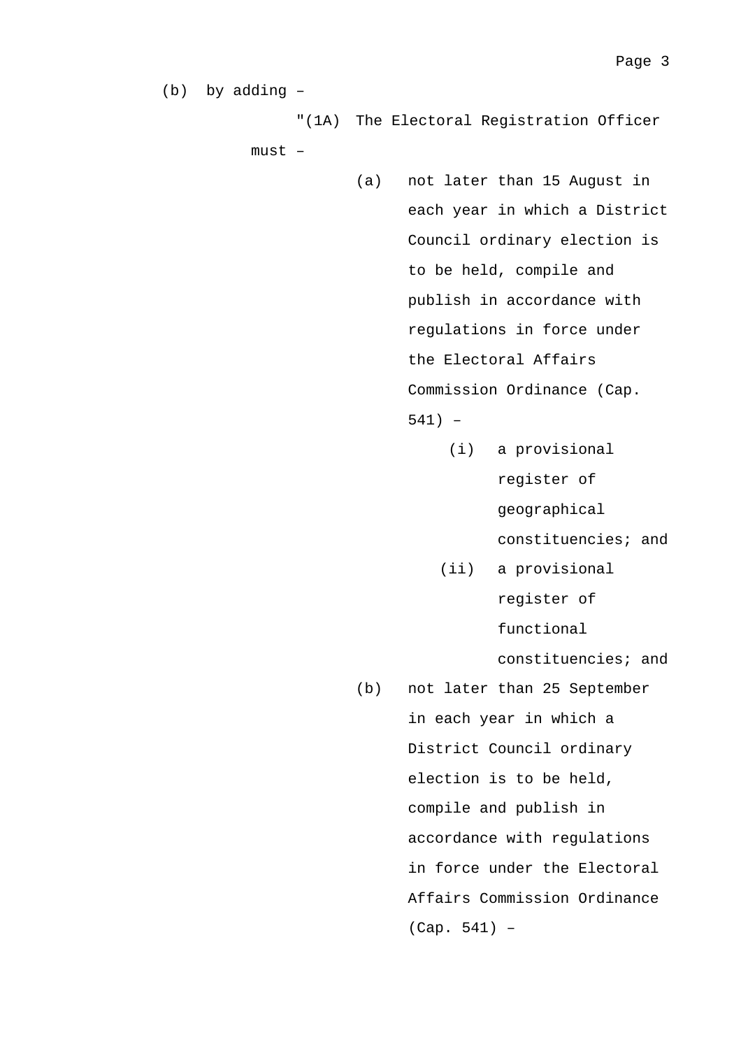(b) by adding –

"(1A) The Electoral Registration Officer must –

(a) not later than 15 August in each year in which a District Council ordinary election is to be held, compile and publish in accordance with regulations in force under the Electoral Affairs Commission Ordinance (Cap. 541) –

(i) a provisional register of geographical constituencies; and

(ii) a provisional register of functional constituencies; and

(b) not later than 25 September in each year in which a District Council ordinary election is to be held, compile and publish in accordance with regulations in force under the Electoral Affairs Commission Ordinance (Cap. 541) –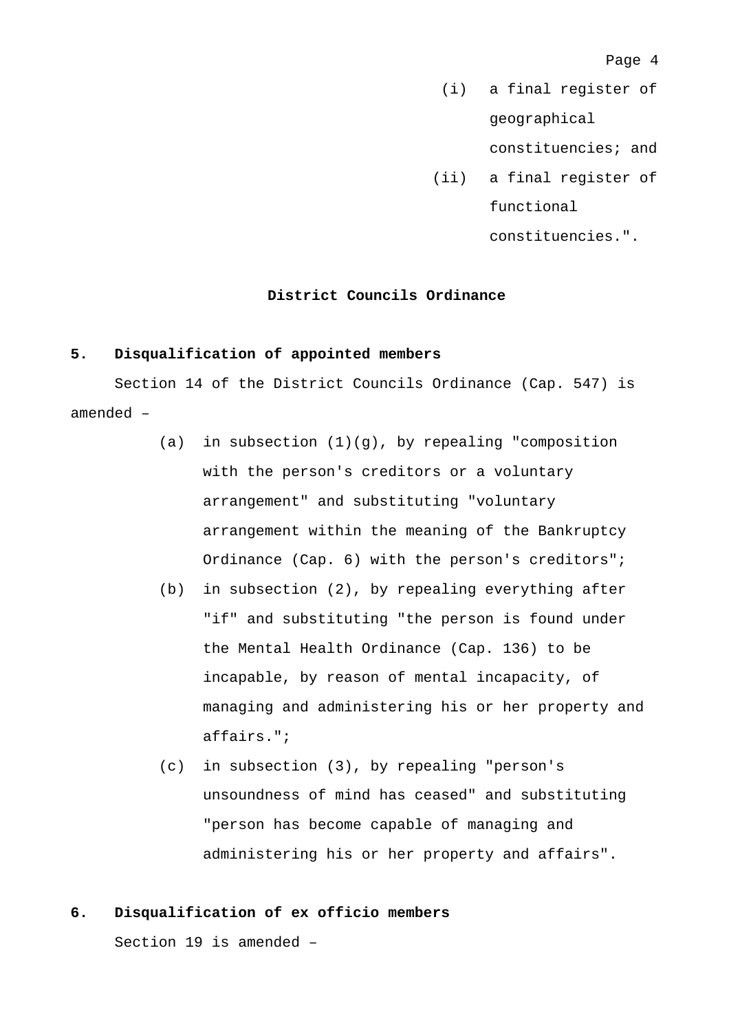(i) a final register of geographical constituencies; and

(ii) a final register of functional constituencies.".

### District Councils Ordinance

**5. Disqualification of appointed members**

Section 14 of the District Councils Ordinance (Cap. 547) is amended –

(a) in subsection (1)(g), by repealing "composition with the person's creditors or a voluntary arrangement" and substituting "voluntary arrangement within the meaning of the Bankruptcy Ordinance (Cap. 6) with the person's creditors";

(b) in subsection (2), by repealing everything after "if" and substituting "the person is found under the Mental Health Ordinance (Cap. 136) to be incapable, by reason of mental incapacity, of managing and administering his or her property and affairs.";

(c) in subsection (3), by repealing "person's unsoundness of mind has ceased" and substituting "person has become capable of managing and administering his or her property and affairs".

**6. Disqualification of ex officio members**

Section 19 is amended –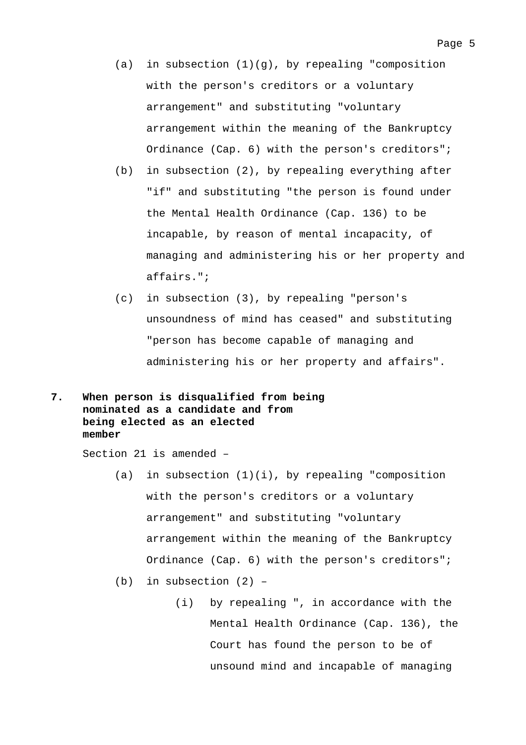(a) in subsection (1)(g), by repealing "composition with the person's creditors or a voluntary arrangement" and substituting "voluntary arrangement within the meaning of the Bankruptcy Ordinance (Cap. 6) with the person's creditors";

(b) in subsection (2), by repealing everything after "if" and substituting "the person is found under the Mental Health Ordinance (Cap. 136) to be incapable, by reason of mental incapacity, of managing and administering his or her property and affairs.";

(c) in subsection (3), by repealing "person's unsoundness of mind has ceased" and substituting "person has become capable of managing and administering his or her property and affairs".

**7. When person is disqualified from being nominated as a candidate and from being elected as an elected member**

Section 21 is amended –

(a) in subsection (1)(i), by repealing "composition with the person's creditors or a voluntary arrangement" and substituting "voluntary arrangement within the meaning of the Bankruptcy Ordinance (Cap. 6) with the person's creditors";

(b) in subsection (2) –

(i) by repealing ", in accordance with the Mental Health Ordinance (Cap. 136), the Court has found the person to be of unsound mind and incapable of managing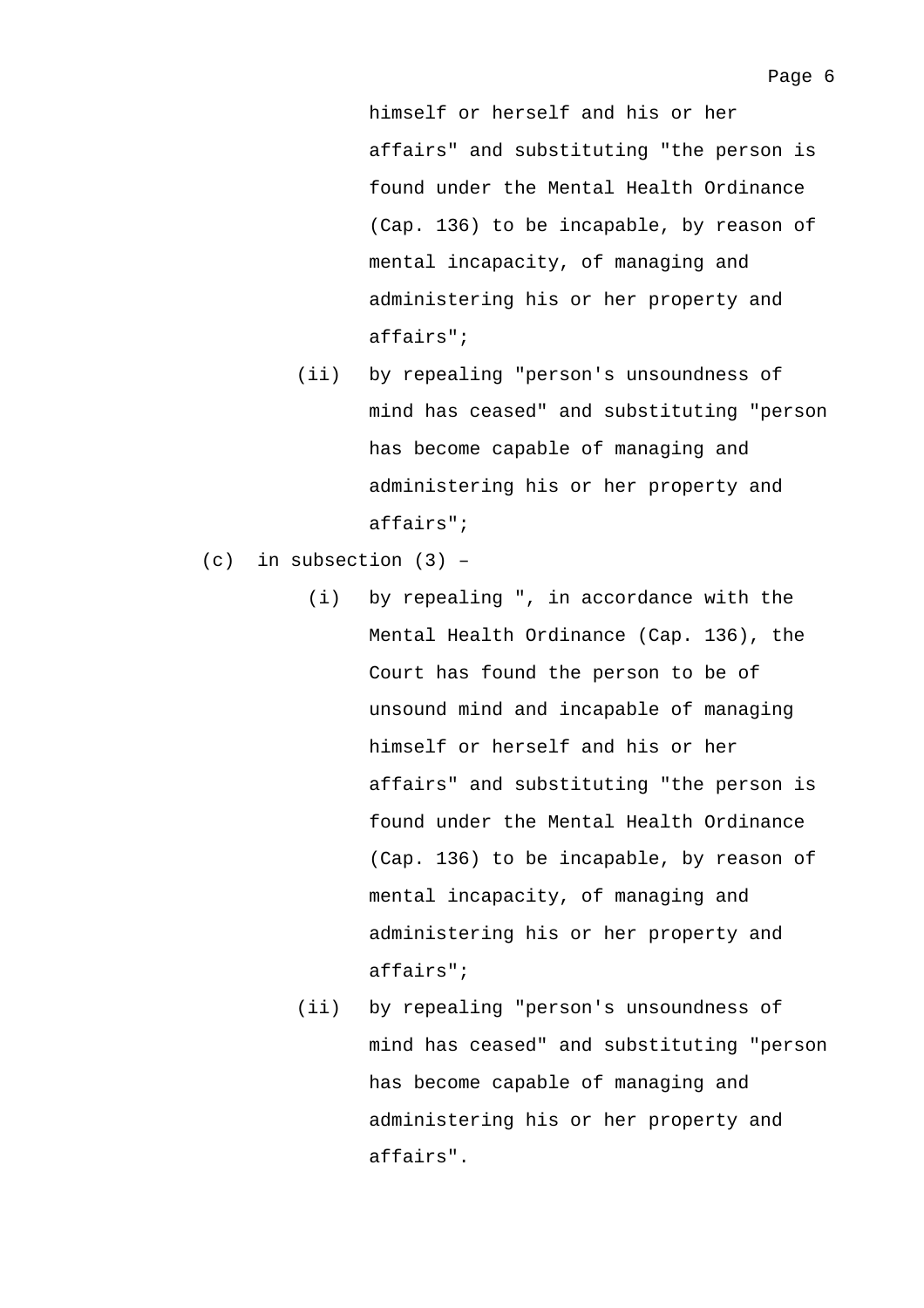himself or herself and his or her affairs" and substituting "the person is found under the Mental Health Ordinance (Cap. 136) to be incapable, by reason of mental incapacity, of managing and administering his or her property and affairs";

(ii) by repealing "person's unsoundness of mind has ceased" and substituting "person has become capable of managing and administering his or her property and affairs";

(c) in subsection (3) –

(i) by repealing ", in accordance with the Mental Health Ordinance (Cap. 136), the Court has found the person to be of unsound mind and incapable of managing himself or herself and his or her affairs" and substituting "the person is found under the Mental Health Ordinance (Cap. 136) to be incapable, by reason of mental incapacity, of managing and administering his or her property and affairs";

(ii) by repealing "person's unsoundness of mind has ceased" and substituting "person has become capable of managing and administering his or her property and affairs".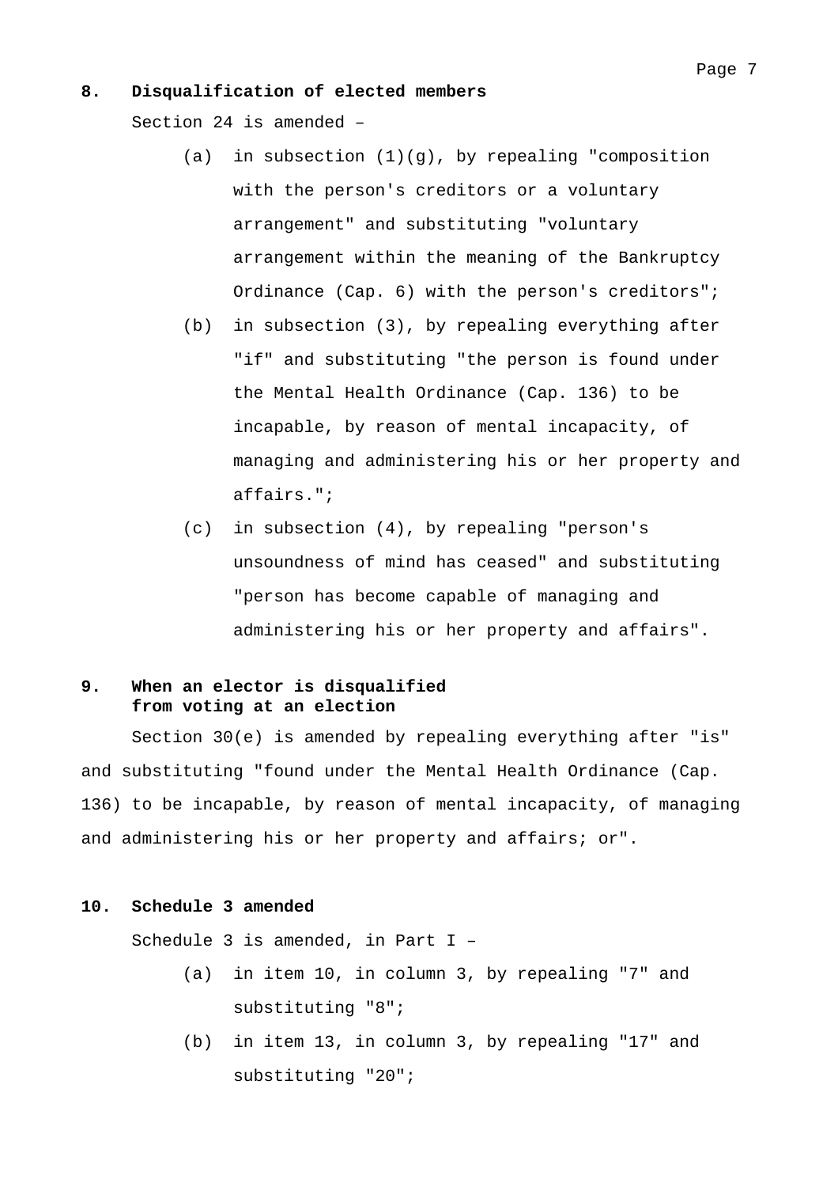**8. Disqualification of elected members**

Section 24 is amended –

(a) in subsection (1)(g), by repealing "composition with the person's creditors or a voluntary arrangement" and substituting "voluntary arrangement within the meaning of the Bankruptcy Ordinance (Cap. 6) with the person's creditors";

(b) in subsection (3), by repealing everything after "if" and substituting "the person is found under the Mental Health Ordinance (Cap. 136) to be incapable, by reason of mental incapacity, of managing and administering his or her property and affairs.";

(c) in subsection (4), by repealing "person's unsoundness of mind has ceased" and substituting "person has become capable of managing and administering his or her property and affairs".

**9. When an elector is disqualified from voting at an election**

Section 30(e) is amended by repealing everything after "is" and substituting "found under the Mental Health Ordinance (Cap. 136) to be incapable, by reason of mental incapacity, of managing and administering his or her property and affairs; or".

**10. Schedule 3 amended**

Schedule 3 is amended, in Part I –

(a) in item 10, in column 3, by repealing "7" and substituting "8";

(b) in item 13, in column 3, by repealing "17" and substituting "20";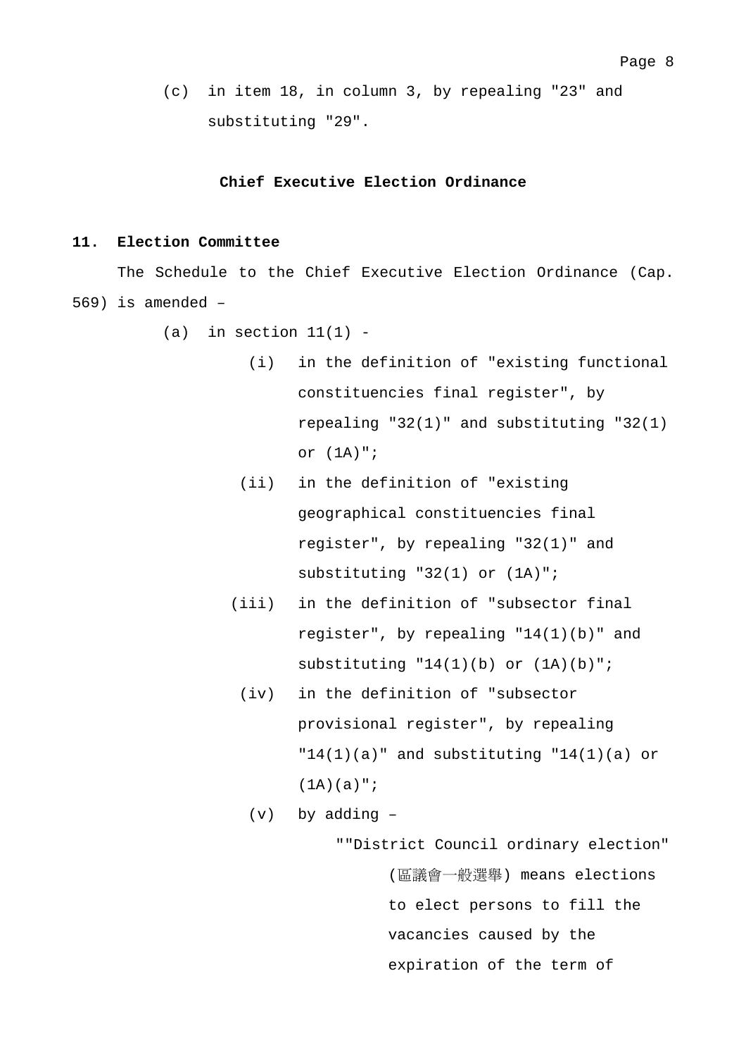(c) in item 18, in column 3, by repealing "23" and substituting "29".

**Chief Executive Election Ordinance**

**11. Election Committee**

The Schedule to the Chief Executive Election Ordinance (Cap. 569) is amended –

(a) in section 11(1) -

(i) in the definition of "existing functional constituencies final register", by repealing "32(1)" and substituting "32(1) or (1A)";

(ii) in the definition of "existing geographical constituencies final register", by repealing "32(1)" and substituting "32(1) or (1A)";

(iii) in the definition of "subsector final register", by repealing "14(1)(b)" and substituting "14(1)(b) or (1A)(b)";

(iv) in the definition of "subsector provisional register", by repealing "14(1)(a)" and substituting "14(1)(a) or (1A)(a)";

(v) by adding –

""District Council ordinary election" (區議會一般選舉) means elections to elect persons to fill the vacancies caused by the expiration of the term of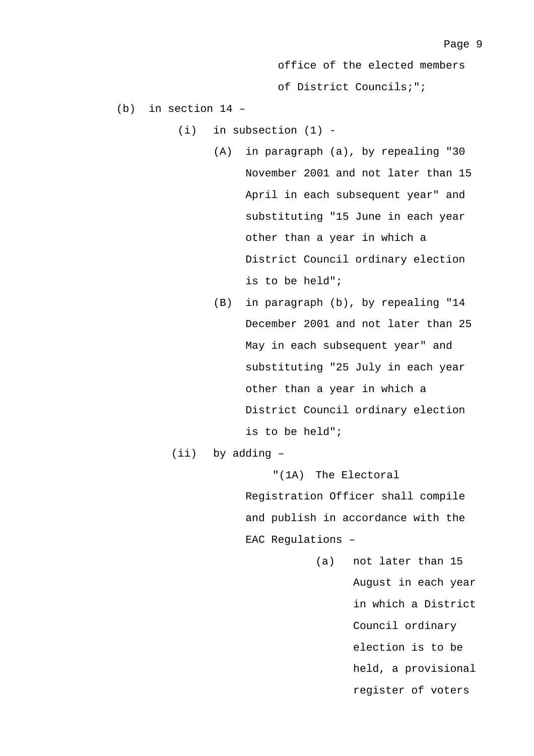office of the elected members of District Councils;";

(b) in section 14 –

(i) in subsection (1) -

(A) in paragraph (a), by repealing "30 November 2001 and not later than 15 April in each subsequent year" and substituting "15 June in each year other than a year in which a District Council ordinary election is to be held";

(B) in paragraph (b), by repealing "14 December 2001 and not later than 25 May in each subsequent year" and substituting "25 July in each year other than a year in which a District Council ordinary election is to be held";

(ii) by adding –

"(1A) The Electoral Registration Officer shall compile and publish in accordance with the EAC Regulations –

(a) not later than 15 August in each year in which a District Council ordinary election is to be held, a provisional register of voters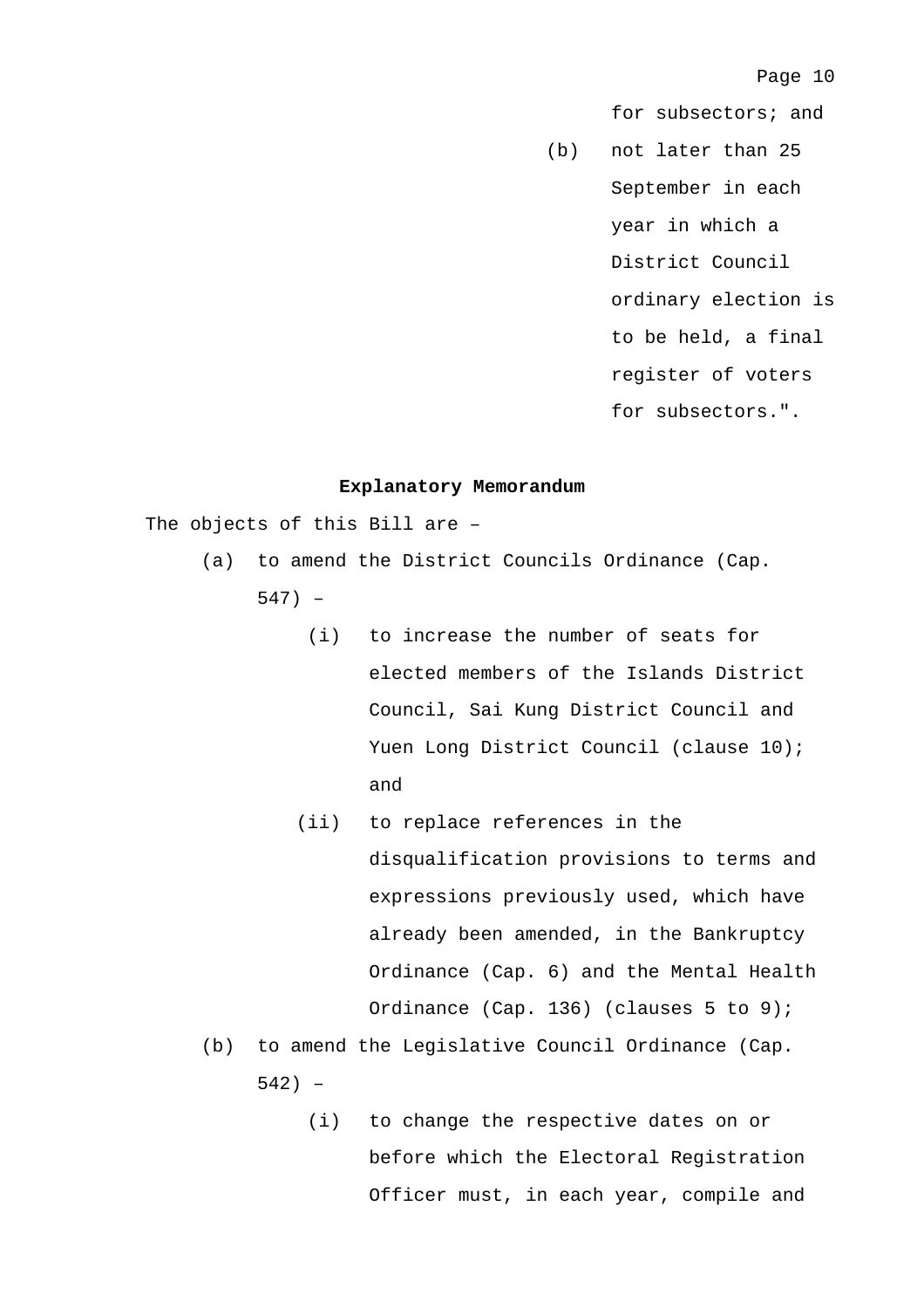for subsectors; and

(b) not later than 25 September in each year in which a District Council ordinary election is to be held, a final register of voters for subsectors.".

**Explanatory Memorandum**

The objects of this Bill are –

(a) to amend the District Councils Ordinance (Cap. 547) –

  (i) to increase the number of seats for elected members of the Islands District Council, Sai Kung District Council and Yuen Long District Council (clause 10); and

  (ii) to replace references in the disqualification provisions to terms and expressions previously used, which have already been amended, in the Bankruptcy Ordinance (Cap. 6) and the Mental Health Ordinance (Cap. 136) (clauses 5 to 9);

(b) to amend the Legislative Council Ordinance (Cap. 542) –

  (i) to change the respective dates on or before which the Electoral Registration Officer must, in each year, compile and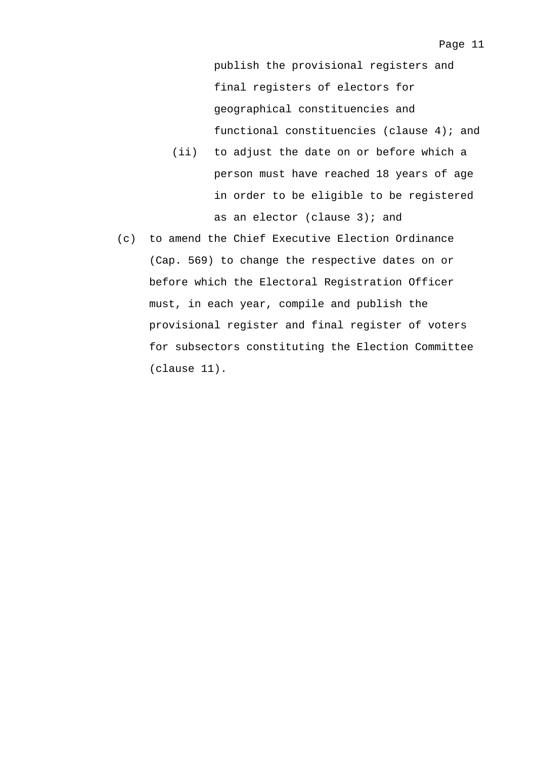publish the provisional registers and final registers of electors for geographical constituencies and functional constituencies (clause 4); and

(ii) to adjust the date on or before which a person must have reached 18 years of age in order to be eligible to be registered as an elector (clause 3); and

(c) to amend the Chief Executive Election Ordinance (Cap. 569) to change the respective dates on or before which the Electoral Registration Officer must, in each year, compile and publish the provisional register and final register of voters for subsectors constituting the Election Committee (clause 11).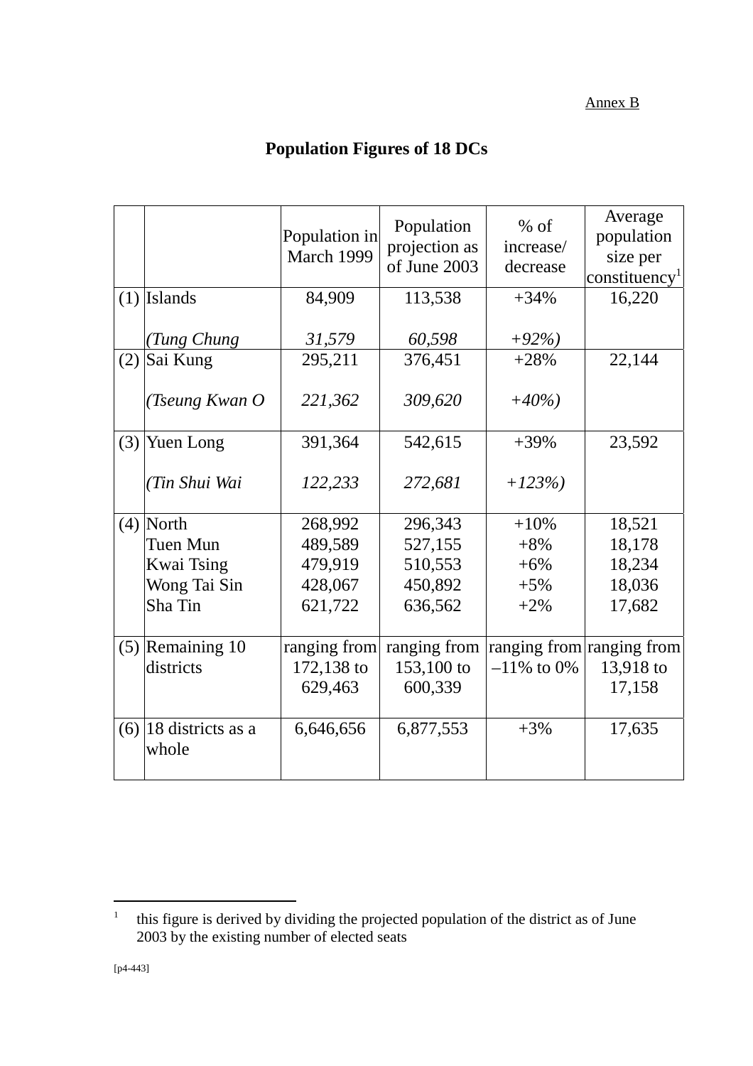Annex B

# Population Figures of 18 DCs

| | | Population in March 1999 | Population projection as of June 2003 | % of increase/ decrease | Average population size per constituency[1] |
|---|---|---|---|---|---|
| (1) | Islands | 84,909 | 113,538 | +34% | 16,220 |
| | *(Tung Chung* | *31,579* | *60,598* | *+92%)* | |
| (2) | Sai Kung | 295,211 | 376,451 | +28% | 22,144 |
| | *(Tseung Kwan O* | *221,362* | *309,620* | *+40%)* | |
| (3) | Yuen Long | 391,364 | 542,615 | +39% | 23,592 |
| | *(Tin Shui Wai* | *122,233* | *272,681* | *+123%)* | |
| (4) | North | 268,992 | 296,343 | +10% | 18,521 |
| | Tuen Mun | 489,589 | 527,155 | +8% | 18,178 |
| | Kwai Tsing | 479,919 | 510,553 | +6% | 18,234 |
| | Wong Tai Sin | 428,067 | 450,892 | +5% | 18,036 |
| | Sha Tin | 621,722 | 636,562 | +2% | 17,682 |
| (5) | Remaining 10 districts | ranging from 172,138 to 629,463 | ranging from 153,100 to 600,339 | ranging from –11% to 0% | ranging from 13,918 to 17,158 |
| (6) | 18 districts as a whole | 6,646,656 | 6,877,553 | +3% | 17,635 |

---

[1] this figure is derived by dividing the projected population of the district as of June 2003 by the existing number of elected seats

[p4-443]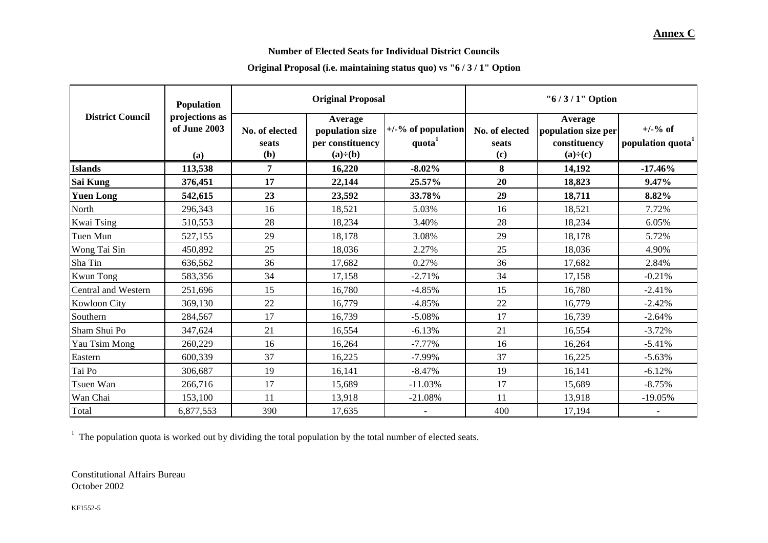**Annex C**

**Number of Elected Seats for Individual District Councils**

**Original Proposal (i.e. maintaining status quo) vs "6 / 3 / 1" Option**

| District Council | Population projections as of June 2003 (a) | Original Proposal | | | "6 / 3 / 1" Option | | |
|---|---|---|---|---|---|---|---|
| | | No. of elected seats (b) | Average population size per constituency (a)÷(b) | +/-% of population quota[1] | No. of elected seats (c) | Average population size per constituency (a)÷(c) | +/-% of population quota[1] |
| **Islands** | **113,538** | **7** | **16,220** | **-8.02%** | **8** | **14,192** | **-17.46%** |
| **Sai Kung** | **376,451** | **17** | **22,144** | **25.57%** | **20** | **18,823** | **9.47%** |
| **Yuen Long** | **542,615** | **23** | **23,592** | **33.78%** | **29** | **18,711** | **8.82%** |
| North | 296,343 | 16 | 18,521 | 5.03% | 16 | 18,521 | 7.72% |
| Kwai Tsing | 510,553 | 28 | 18,234 | 3.40% | 28 | 18,234 | 6.05% |
| Tuen Mun | 527,155 | 29 | 18,178 | 3.08% | 29 | 18,178 | 5.72% |
| Wong Tai Sin | 450,892 | 25 | 18,036 | 2.27% | 25 | 18,036 | 4.90% |
| Sha Tin | 636,562 | 36 | 17,682 | 0.27% | 36 | 17,682 | 2.84% |
| Kwun Tong | 583,356 | 34 | 17,158 | -2.71% | 34 | 17,158 | -0.21% |
| Central and Western | 251,696 | 15 | 16,780 | -4.85% | 15 | 16,780 | -2.41% |
| Kowloon City | 369,130 | 22 | 16,779 | -4.85% | 22 | 16,779 | -2.42% |
| Southern | 284,567 | 17 | 16,739 | -5.08% | 17 | 16,739 | -2.64% |
| Sham Shui Po | 347,624 | 21 | 16,554 | -6.13% | 21 | 16,554 | -3.72% |
| Yau Tsim Mong | 260,229 | 16 | 16,264 | -7.77% | 16 | 16,264 | -5.41% |
| Eastern | 600,339 | 37 | 16,225 | -7.99% | 37 | 16,225 | -5.63% |
| Tai Po | 306,687 | 19 | 16,141 | -8.47% | 19 | 16,141 | -6.12% |
| Tsuen Wan | 266,716 | 17 | 15,689 | -11.03% | 17 | 15,689 | -8.75% |
| Wan Chai | 153,100 | 11 | 13,918 | -21.08% | 11 | 13,918 | -19.05% |
| Total | 6,877,553 | 390 | 17,635 | - | 400 | 17,194 | - |

[1] The population quota is worked out by dividing the total population by the total number of elected seats.

Constitutional Affairs Bureau
October 2002

KF1552-5